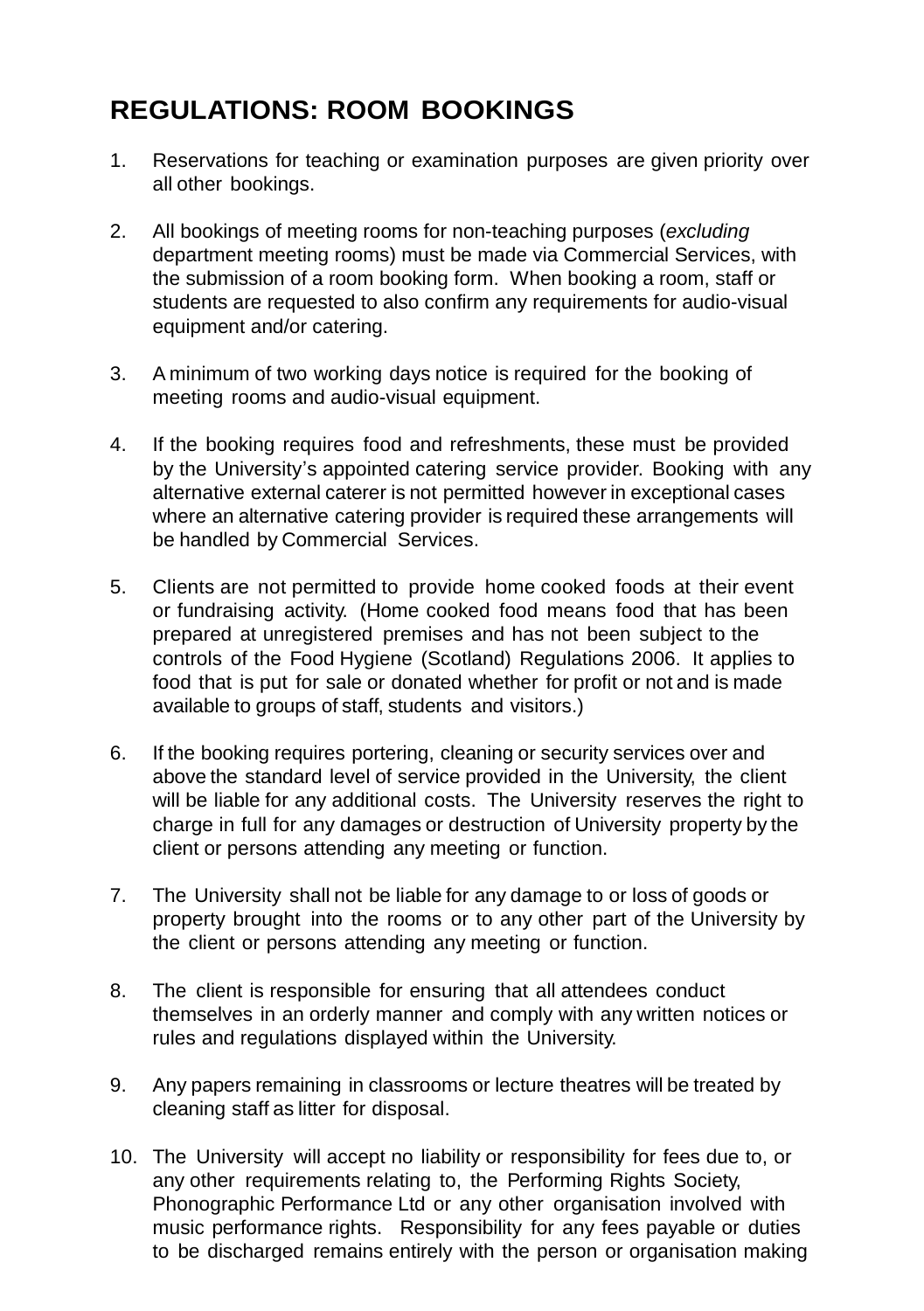# REGULATIONS: ROOM BOOKINGS

1. Reservations for teaching or examination purposes are given priority over all other bookings.

2. All bookings of meeting rooms for non-teaching purposes (*excluding* department meeting rooms) must be made via Commercial Services, with the submission of a room booking form. When booking a room, staff or students are requested to also confirm any requirements for audio-visual equipment and/or catering.

3. A minimum of two working days notice is required for the booking of meeting rooms and audio-visual equipment.

4. If the booking requires food and refreshments, these must be provided by the University's appointed catering service provider. Booking with any alternative external caterer is not permitted however in exceptional cases where an alternative catering provider is required these arrangements will be handled by Commercial Services.

5. Clients are not permitted to provide home cooked foods at their event or fundraising activity. (Home cooked food means food that has been prepared at unregistered premises and has not been subject to the controls of the Food Hygiene (Scotland) Regulations 2006. It applies to food that is put for sale or donated whether for profit or not and is made available to groups of staff, students and visitors.)

6. If the booking requires portering, cleaning or security services over and above the standard level of service provided in the University, the client will be liable for any additional costs. The University reserves the right to charge in full for any damages or destruction of University property by the client or persons attending any meeting or function.

7. The University shall not be liable for any damage to or loss of goods or property brought into the rooms or to any other part of the University by the client or persons attending any meeting or function.

8. The client is responsible for ensuring that all attendees conduct themselves in an orderly manner and comply with any written notices or rules and regulations displayed within the University.

9. Any papers remaining in classrooms or lecture theatres will be treated by cleaning staff as litter for disposal.

10. The University will accept no liability or responsibility for fees due to, or any other requirements relating to, the Performing Rights Society, Phonographic Performance Ltd or any other organisation involved with music performance rights. Responsibility for any fees payable or duties to be discharged remains entirely with the person or organisation making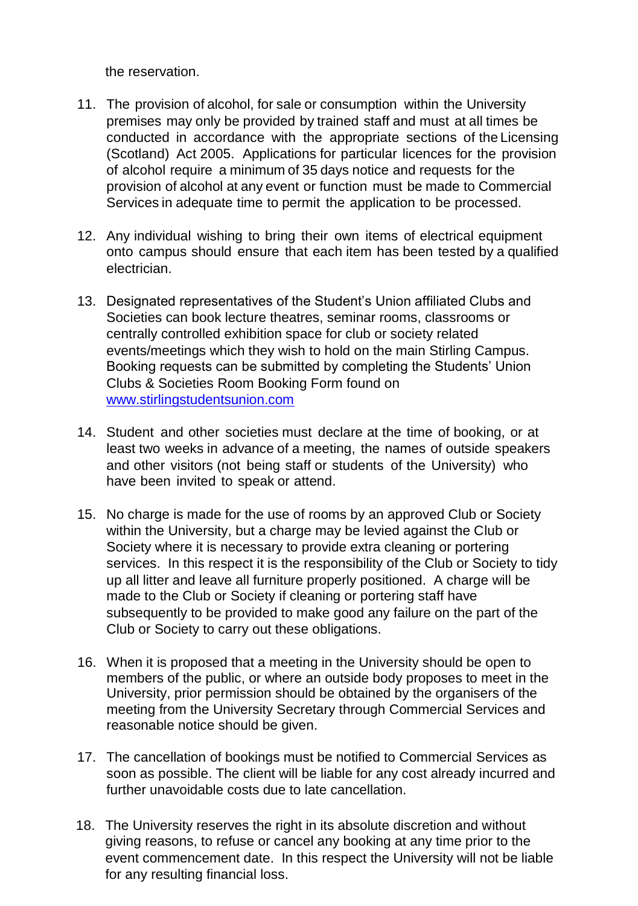the reservation.

11. The provision of alcohol, for sale or consumption within the University premises may only be provided by trained staff and must at all times be conducted in accordance with the appropriate sections of the Licensing (Scotland) Act 2005. Applications for particular licences for the provision of alcohol require a minimum of 35 days notice and requests for the provision of alcohol at any event or function must be made to Commercial Services in adequate time to permit the application to be processed.

12. Any individual wishing to bring their own items of electrical equipment onto campus should ensure that each item has been tested by a qualified electrician.

13. Designated representatives of the Student's Union affiliated Clubs and Societies can book lecture theatres, seminar rooms, classrooms or centrally controlled exhibition space for club or society related events/meetings which they wish to hold on the main Stirling Campus. Booking requests can be submitted by completing the Students' Union Clubs & Societies Room Booking Form found on [www.stirlingstudentsunion.com](http://www.stirlingstudentsunion.com)

14. Student and other societies must declare at the time of booking, or at least two weeks in advance of a meeting, the names of outside speakers and other visitors (not being staff or students of the University) who have been invited to speak or attend.

15. No charge is made for the use of rooms by an approved Club or Society within the University, but a charge may be levied against the Club or Society where it is necessary to provide extra cleaning or portering services. In this respect it is the responsibility of the Club or Society to tidy up all litter and leave all furniture properly positioned. A charge will be made to the Club or Society if cleaning or portering staff have subsequently to be provided to make good any failure on the part of the Club or Society to carry out these obligations.

16. When it is proposed that a meeting in the University should be open to members of the public, or where an outside body proposes to meet in the University, prior permission should be obtained by the organisers of the meeting from the University Secretary through Commercial Services and reasonable notice should be given.

17. The cancellation of bookings must be notified to Commercial Services as soon as possible. The client will be liable for any cost already incurred and further unavoidable costs due to late cancellation.

18. The University reserves the right in its absolute discretion and without giving reasons, to refuse or cancel any booking at any time prior to the event commencement date. In this respect the University will not be liable for any resulting financial loss.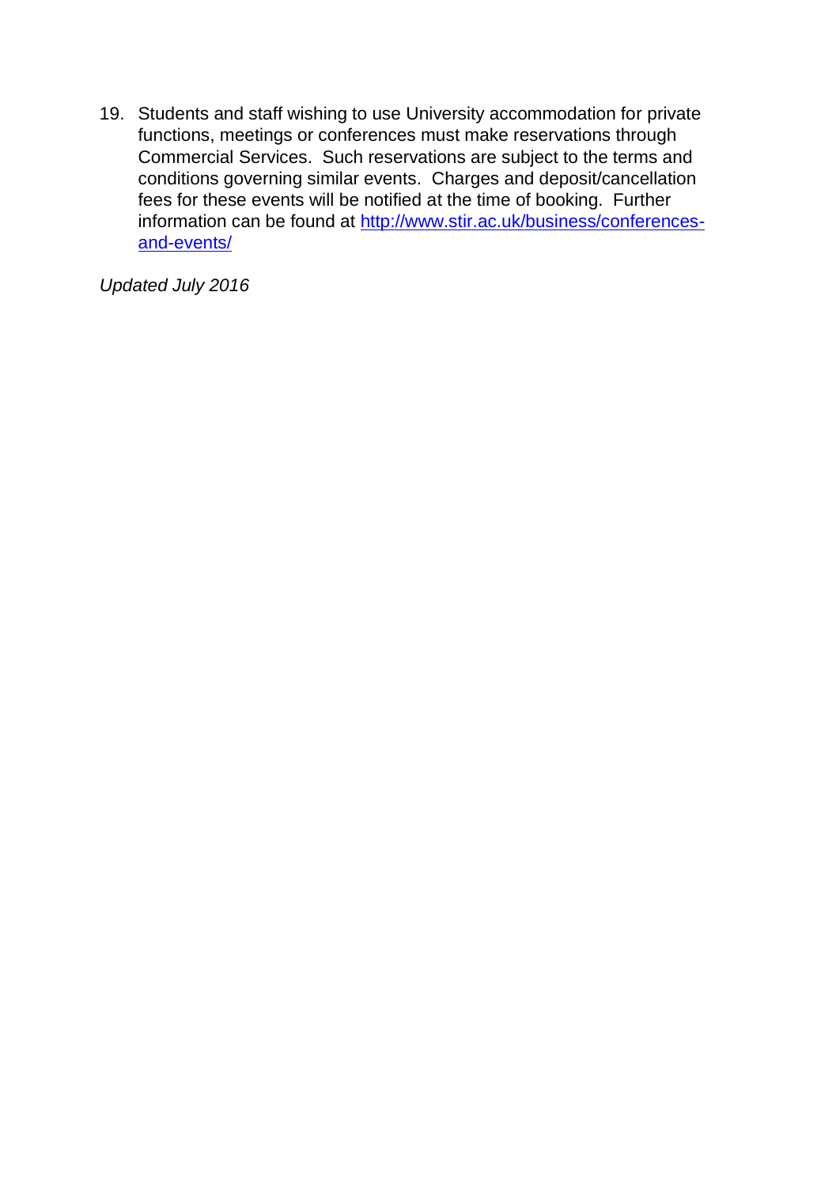19. Students and staff wishing to use University accommodation for private functions, meetings or conferences must make reservations through Commercial Services. Such reservations are subject to the terms and conditions governing similar events. Charges and deposit/cancellation fees for these events will be notified at the time of booking. Further information can be found at [http://www.stir.ac.uk/business/conferences-and-events/](http://www.stir.ac.uk/business/conferences-and-events/)

*Updated July 2016*